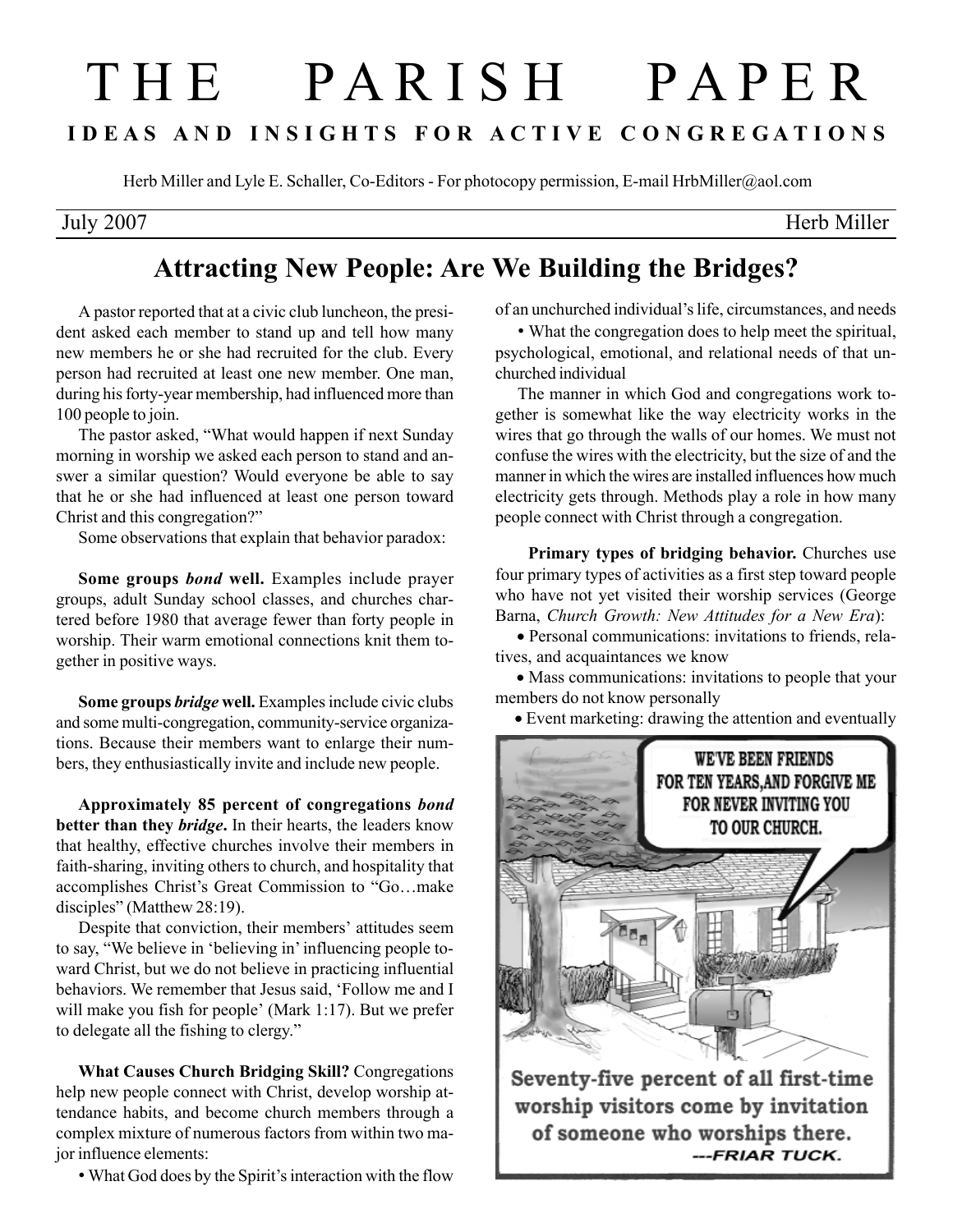# THE PARISH PAPER

**IDEAS AND INSIGHTS FOR ACTIVE CONGREGATIONS**

Herb Miller and Lyle E. Schaller, Co-Editors - For photocopy permission, E-mail HrbMiller@aol.com

July 2007 — Herb Miller

## Attracting New People: Are We Building the Bridges?

A pastor reported that at a civic club luncheon, the president asked each member to stand up and tell how many new members he or she had recruited for the club. Every person had recruited at least one new member. One man, during his forty-year membership, had influenced more than 100 people to join.

The pastor asked, "What would happen if next Sunday morning in worship we asked each person to stand and answer a similar question? Would everyone be able to say that he or she had influenced at least one person toward Christ and this congregation?"

Some observations that explain that behavior paradox:

**Some groups *bond* well.** Examples include prayer groups, adult Sunday school classes, and churches chartered before 1980 that average fewer than forty people in worship. Their warm emotional connections knit them together in positive ways.

**Some groups *bridge* well.** Examples include civic clubs and some multi-congregation, community-service organizations. Because their members want to enlarge their numbers, they enthusiastically invite and include new people.

**Approximately 85 percent of congregations *bond* better than they *bridge*.** In their hearts, the leaders know that healthy, effective churches involve their members in faith-sharing, inviting others to church, and hospitality that accomplishes Christ's Great Commission to "Go…make disciples" (Matthew 28:19).

Despite that conviction, their members' attitudes seem to say, "We believe in 'believing in' influencing people toward Christ, but we do not believe in practicing influential behaviors. We remember that Jesus said, 'Follow me and I will make you fish for people' (Mark 1:17). But we prefer to delegate all the fishing to clergy."

**What Causes Church Bridging Skill?** Congregations help new people connect with Christ, develop worship attendance habits, and become church members through a complex mixture of numerous factors from within two major influence elements:

- What God does by the Spirit's interaction with the flow of an unchurched individual's life, circumstances, and needs
- What the congregation does to help meet the spiritual, psychological, emotional, and relational needs of that unchurched individual

The manner in which God and congregations work together is somewhat like the way electricity works in the wires that go through the walls of our homes. We must not confuse the wires with the electricity, but the size of and the manner in which the wires are installed influences how much electricity gets through. Methods play a role in how many people connect with Christ through a congregation.

**Primary types of bridging behavior.** Churches use four primary types of activities as a first step toward people who have not yet visited their worship services (George Barna, *Church Growth: New Attitudes for a New Era*):

- Personal communications: invitations to friends, relatives, and acquaintances we know
- Mass communications: invitations to people that your members do not know personally
- Event marketing: drawing the attention and eventually

WE'VE BEEN FRIENDS FOR TEN YEARS, AND FORGIVE ME FOR NEVER INVITING YOU TO OUR CHURCH.

Seventy-five percent of all first-time worship visitors come by invitation of someone who worships there.
---FRIAR TUCK.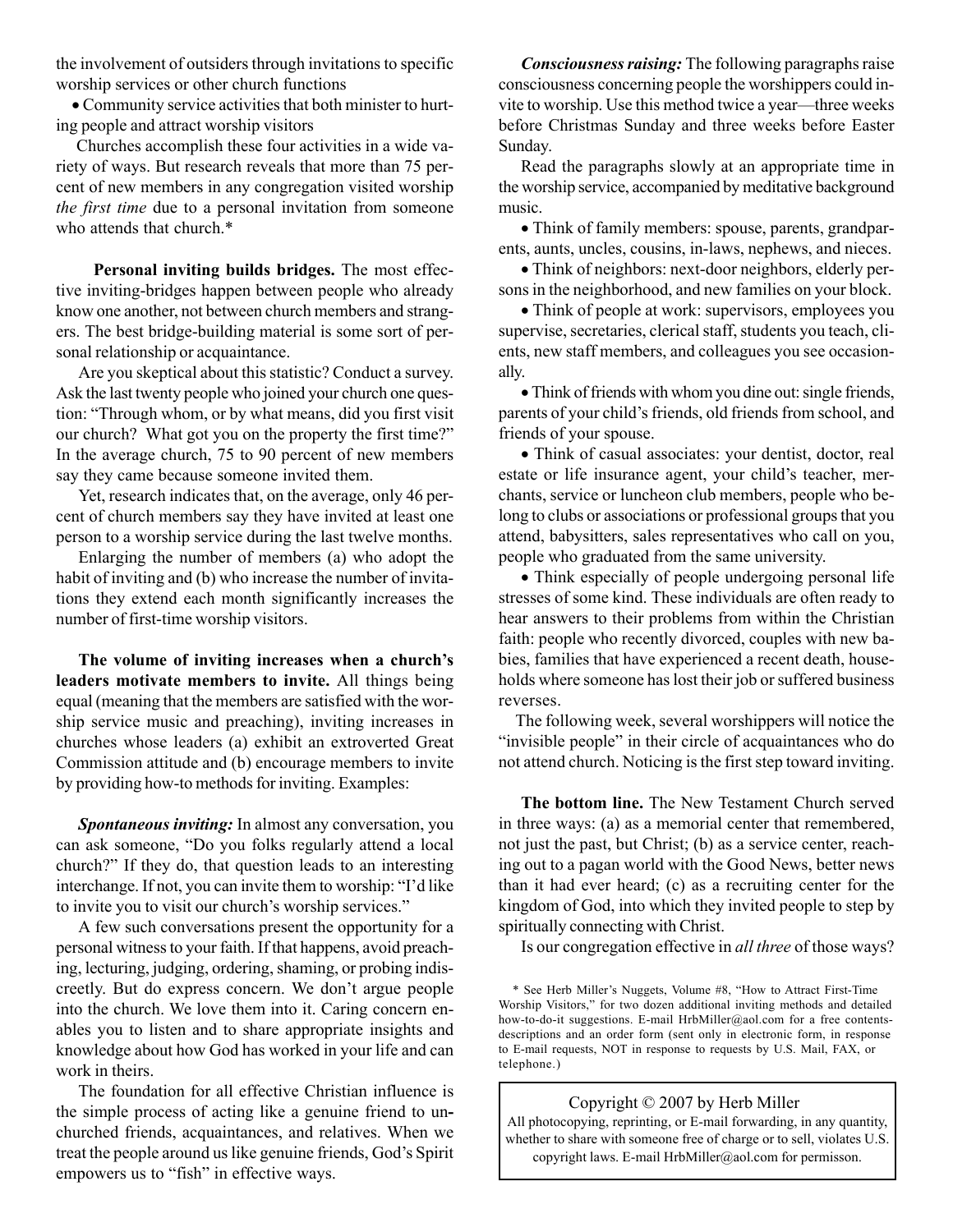the involvement of outsiders through invitations to specific worship services or other church functions

- Community service activities that both minister to hurting people and attract worship visitors

Churches accomplish these four activities in a wide variety of ways. But research reveals that more than 75 percent of new members in any congregation visited worship *the first time* due to a personal invitation from someone who attends that church.*

**Personal inviting builds bridges.** The most effective inviting-bridges happen between people who already know one another, not between church members and strangers. The best bridge-building material is some sort of personal relationship or acquaintance.

Are you skeptical about this statistic? Conduct a survey. Ask the last twenty people who joined your church one question: "Through whom, or by what means, did you first visit our church? What got you on the property the first time?" In the average church, 75 to 90 percent of new members say they came because someone invited them.

Yet, research indicates that, on the average, only 46 percent of church members say they have invited at least one person to a worship service during the last twelve months.

Enlarging the number of members (a) who adopt the habit of inviting and (b) who increase the number of invitations they extend each month significantly increases the number of first-time worship visitors.

**The volume of inviting increases when a church's leaders motivate members to invite.** All things being equal (meaning that the members are satisfied with the worship service music and preaching), inviting increases in churches whose leaders (a) exhibit an extroverted Great Commission attitude and (b) encourage members to invite by providing how-to methods for inviting. Examples:

***Spontaneous inviting:*** In almost any conversation, you can ask someone, "Do you folks regularly attend a local church?" If they do, that question leads to an interesting interchange. If not, you can invite them to worship: "I'd like to invite you to visit our church's worship services."

A few such conversations present the opportunity for a personal witness to your faith. If that happens, avoid preaching, lecturing, judging, ordering, shaming, or probing indiscreetly. But do express concern. We don't argue people into the church. We love them into it. Caring concern enables you to listen and to share appropriate insights and knowledge about how God has worked in your life and can work in theirs.

The foundation for all effective Christian influence is the simple process of acting like a genuine friend to unchurched friends, acquaintances, and relatives. When we treat the people around us like genuine friends, God's Spirit empowers us to "fish" in effective ways.

***Consciousness raising:*** The following paragraphs raise consciousness concerning people the worshippers could invite to worship. Use this method twice a year—three weeks before Christmas Sunday and three weeks before Easter Sunday.

Read the paragraphs slowly at an appropriate time in the worship service, accompanied by meditative background music.

- Think of family members: spouse, parents, grandparents, aunts, uncles, cousins, in-laws, nephews, and nieces.
- Think of neighbors: next-door neighbors, elderly persons in the neighborhood, and new families on your block.
- Think of people at work: supervisors, employees you supervise, secretaries, clerical staff, students you teach, clients, new staff members, and colleagues you see occasionally.
- Think of friends with whom you dine out: single friends, parents of your child's friends, old friends from school, and friends of your spouse.
- Think of casual associates: your dentist, doctor, real estate or life insurance agent, your child's teacher, merchants, service or luncheon club members, people who belong to clubs or associations or professional groups that you attend, babysitters, sales representatives who call on you, people who graduated from the same university.
- Think especially of people undergoing personal life stresses of some kind. These individuals are often ready to hear answers to their problems from within the Christian faith: people who recently divorced, couples with new babies, families that have experienced a recent death, households where someone has lost their job or suffered business reverses.

The following week, several worshippers will notice the "invisible people" in their circle of acquaintances who do not attend church. Noticing is the first step toward inviting.

**The bottom line.** The New Testament Church served in three ways: (a) as a memorial center that remembered, not just the past, but Christ; (b) as a service center, reaching out to a pagan world with the Good News, better news than it had ever heard; (c) as a recruiting center for the kingdom of God, into which they invited people to step by spiritually connecting with Christ.

Is our congregation effective in *all three* of those ways?

\* See Herb Miller's Nuggets, Volume #8, "How to Attract First-Time Worship Visitors," for two dozen additional inviting methods and detailed how-to-do-it suggestions. E-mail HrbMiller@aol.com for a free contents-descriptions and an order form (sent only in electronic form, in response to E-mail requests, NOT in response to requests by U.S. Mail, FAX, or telephone.)

Copyright © 2007 by Herb Miller
All photocopying, reprinting, or E-mail forwarding, in any quantity, whether to share with someone free of charge or to sell, violates U.S. copyright laws. E-mail HrbMiller@aol.com for permisson.